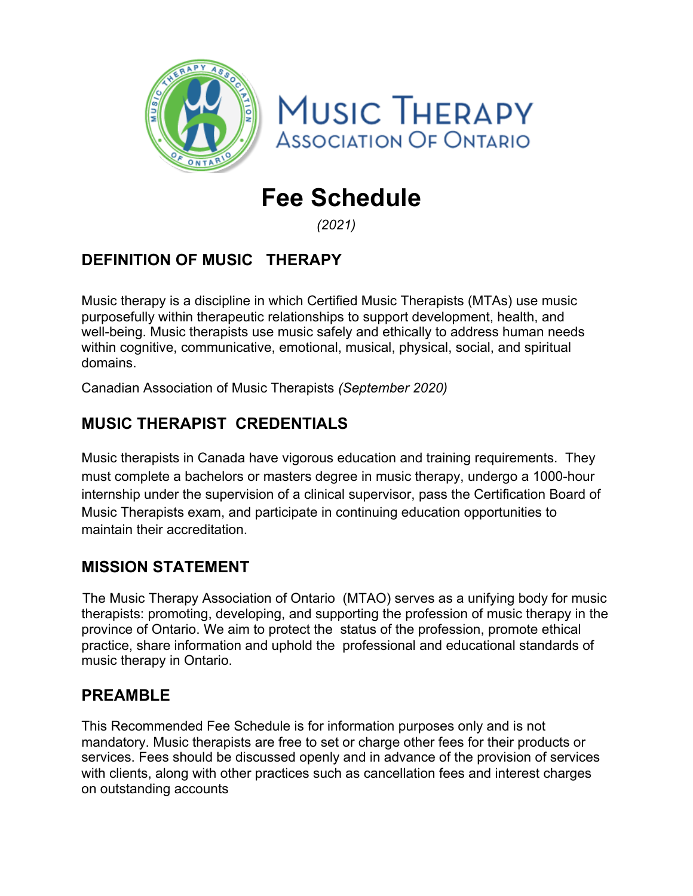# Music Therapy Association of Ontario

# Fee Schedule

*(2021)*

## DEFINITION OF MUSIC THERAPY

Music therapy is a discipline in which Certified Music Therapists (MTAs) use music purposefully within therapeutic relationships to support development, health, and well-being. Music therapists use music safely and ethically to address human needs within cognitive, communicative, emotional, musical, physical, social, and spiritual domains.

Canadian Association of Music Therapists *(September 2020)*

## MUSIC THERAPIST CREDENTIALS

Music therapists in Canada have vigorous education and training requirements. They must complete a bachelors or masters degree in music therapy, undergo a 1000-hour internship under the supervision of a clinical supervisor, pass the Certification Board of Music Therapists exam, and participate in continuing education opportunities to maintain their accreditation.

## MISSION STATEMENT

The Music Therapy Association of Ontario (MTAO) serves as a unifying body for music therapists: promoting, developing, and supporting the profession of music therapy in the province of Ontario. We aim to protect the status of the profession, promote ethical practice, share information and uphold the professional and educational standards of music therapy in Ontario.

## PREAMBLE

This Recommended Fee Schedule is for information purposes only and is not mandatory. Music therapists are free to set or charge other fees for their products or services. Fees should be discussed openly and in advance of the provision of services with clients, along with other practices such as cancellation fees and interest charges on outstanding accounts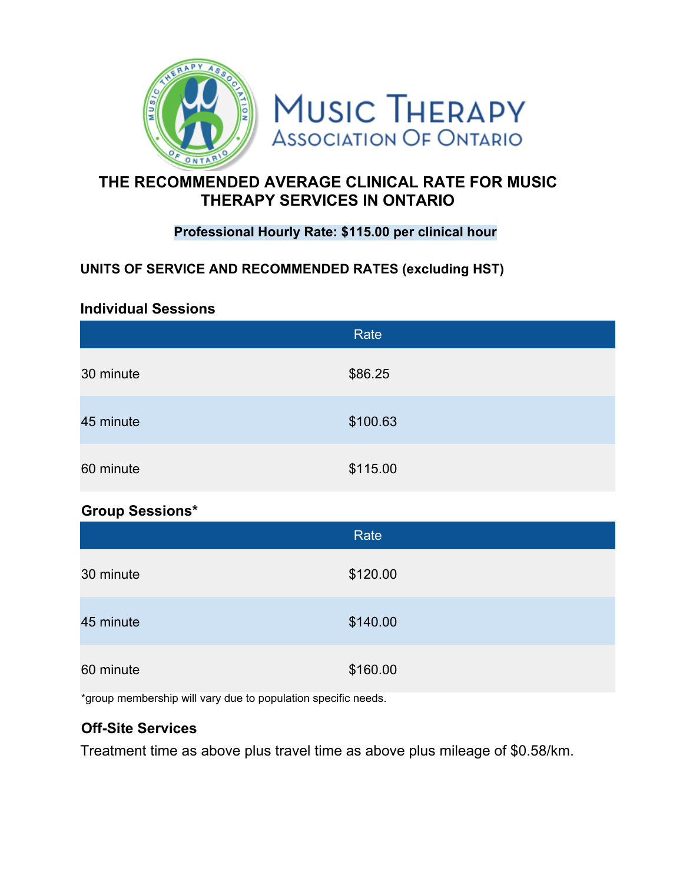# THE RECOMMENDED AVERAGE CLINICAL RATE FOR MUSIC THERAPY SERVICES IN ONTARIO

**Professional Hourly Rate: $115.00 per clinical hour**

**UNITS OF SERVICE AND RECOMMENDED RATES (excluding HST)**

### Individual Sessions

| | Rate |
|---|---|
| 30 minute | $86.25 |
| 45 minute | $100.63 |
| 60 minute | $115.00 |

### Group Sessions*

| | Rate |
|---|---|
| 30 minute | $120.00 |
| 45 minute | $140.00 |
| 60 minute | $160.00 |

*group membership will vary due to population specific needs.

### Off-Site Services

Treatment time as above plus travel time as above plus mileage of $0.58/km.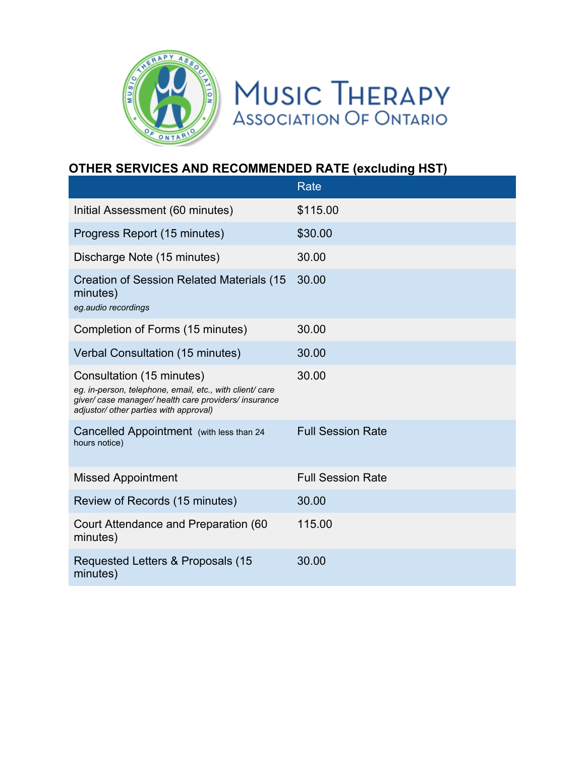Music Therapy Association of Ontario

## OTHER SERVICES AND RECOMMENDED RATE (excluding HST)

| | Rate |
|---|---|
| Initial Assessment (60 minutes) | $115.00 |
| Progress Report (15 minutes) | $30.00 |
| Discharge Note (15 minutes) | 30.00 |
| Creation of Session Related Materials (15 minutes) *eg.audio recordings* | 30.00 |
| Completion of Forms (15 minutes) | 30.00 |
| Verbal Consultation (15 minutes) | 30.00 |
| Consultation (15 minutes) *eg. in-person, telephone, email, etc., with client/ care giver/ case manager/ health care providers/ insurance adjustor/ other parties with approval)* | 30.00 |
| Cancelled Appointment (with less than 24 hours notice) | Full Session Rate |
| Missed Appointment | Full Session Rate |
| Review of Records (15 minutes) | 30.00 |
| Court Attendance and Preparation (60 minutes) | 115.00 |
| Requested Letters & Proposals (15 minutes) | 30.00 |